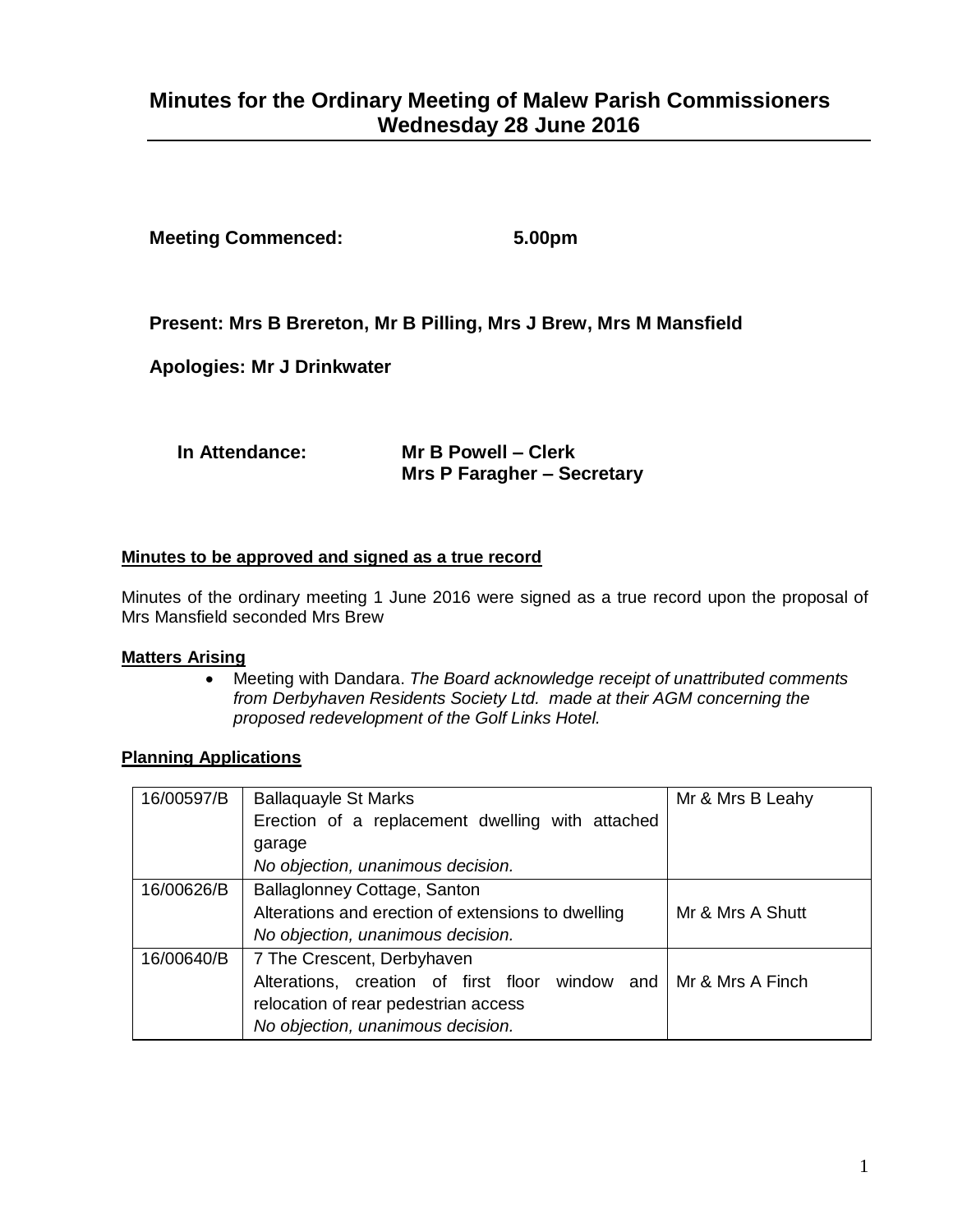# Minutes for the Ordinary Meeting of Malew Parish Commissioners Wednesday 28 June 2016

**Meeting Commenced:** **5.00pm**

**Present: Mrs B Brereton, Mr B Pilling, Mrs J Brew, Mrs M Mansfield**

**Apologies: Mr J Drinkwater**

**In Attendance:** **Mr B Powell – Clerk**
**Mrs P Faragher – Secretary**

**Minutes to be approved and signed as a true record**

Minutes of the ordinary meeting 1 June 2016 were signed as a true record upon the proposal of Mrs Mansfield seconded Mrs Brew

**Matters Arising**

- Meeting with Dandara. *The Board acknowledge receipt of unattributed comments from Derbyhaven Residents Society Ltd. made at their AGM concerning the proposed redevelopment of the Golf Links Hotel.*

**Planning Applications**

| | | |
|---|---|---|
| 16/00597/B | Ballaquayle St Marks<br>Erection of a replacement dwelling with attached garage<br>*No objection, unanimous decision.* | Mr & Mrs B Leahy |
| 16/00626/B | Ballaglonney Cottage, Santon<br>Alterations and erection of extensions to dwelling<br>*No objection, unanimous decision.* | Mr & Mrs A Shutt |
| 16/00640/B | 7 The Crescent, Derbyhaven<br>Alterations, creation of first floor window and relocation of rear pedestrian access<br>*No objection, unanimous decision.* | Mr & Mrs A Finch |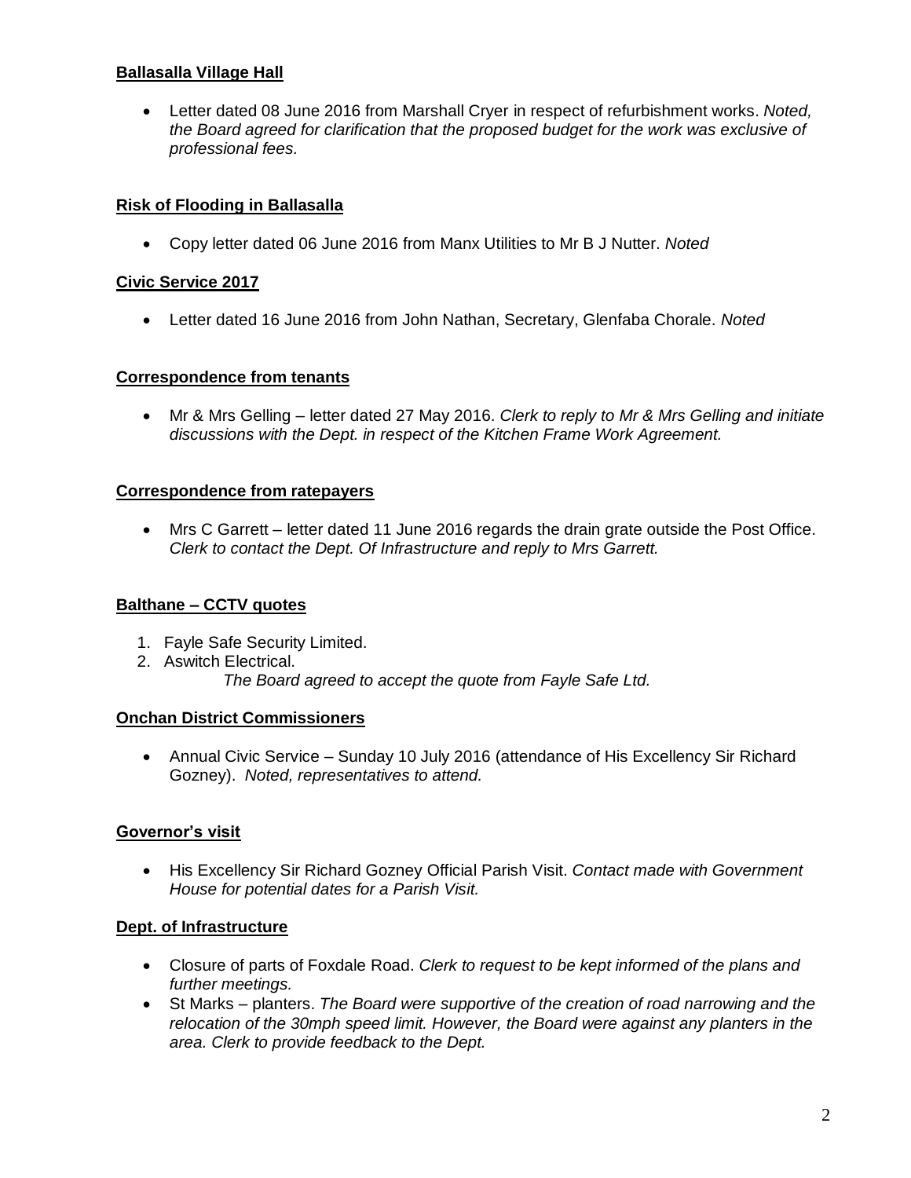**Ballasalla Village Hall**

- Letter dated 08 June 2016 from Marshall Cryer in respect of refurbishment works. *Noted, the Board agreed for clarification that the proposed budget for the work was exclusive of professional fees.*

**Risk of Flooding in Ballasalla**

- Copy letter dated 06 June 2016 from Manx Utilities to Mr B J Nutter. *Noted*

**Civic Service 2017**

- Letter dated 16 June 2016 from John Nathan, Secretary, Glenfaba Chorale. *Noted*

**Correspondence from tenants**

- Mr & Mrs Gelling – letter dated 27 May 2016. *Clerk to reply to Mr & Mrs Gelling and initiate discussions with the Dept. in respect of the Kitchen Frame Work Agreement.*

**Correspondence from ratepayers**

- Mrs C Garrett – letter dated 11 June 2016 regards the drain grate outside the Post Office. *Clerk to contact the Dept. Of Infrastructure and reply to Mrs Garrett.*

**Balthane – CCTV quotes**

1. Fayle Safe Security Limited.
2. Aswitch Electrical.

*The Board agreed to accept the quote from Fayle Safe Ltd.*

**Onchan District Commissioners**

- Annual Civic Service – Sunday 10 July 2016 (attendance of His Excellency Sir Richard Gozney). *Noted, representatives to attend.*

**Governor's visit**

- His Excellency Sir Richard Gozney Official Parish Visit. *Contact made with Government House for potential dates for a Parish Visit.*

**Dept. of Infrastructure**

- Closure of parts of Foxdale Road. *Clerk to request to be kept informed of the plans and further meetings.*
- St Marks – planters. *The Board were supportive of the creation of road narrowing and the relocation of the 30mph speed limit. However, the Board were against any planters in the area. Clerk to provide feedback to the Dept.*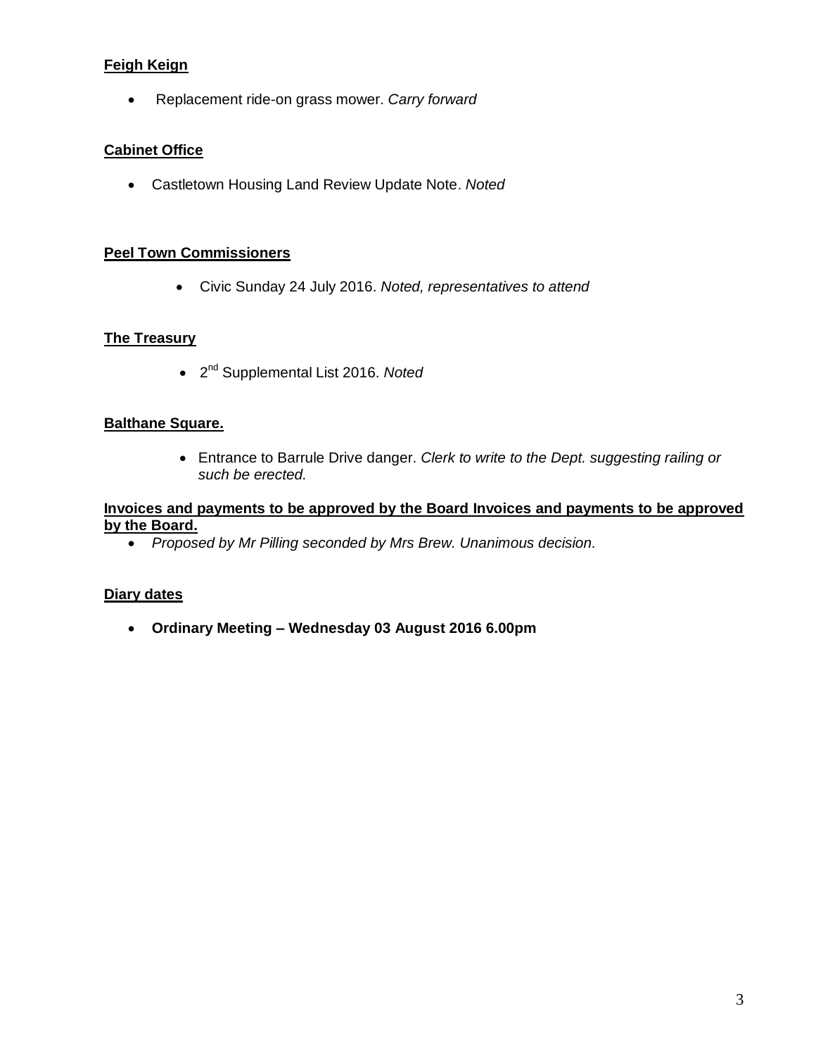**Feigh Keign**

- Replacement ride-on grass mower. *Carry forward*

**Cabinet Office**

- Castletown Housing Land Review Update Note. *Noted*

**Peel Town Commissioners**

- Civic Sunday 24 July 2016. *Noted, representatives to attend*

**The Treasury**

- 2nd Supplemental List 2016. *Noted*

**Balthane Square.**

- Entrance to Barrule Drive danger. *Clerk to write to the Dept. suggesting railing or such be erected.*

**Invoices and payments to be approved by the Board Invoices and payments to be approved by the Board.**

- *Proposed by Mr Pilling seconded by Mrs Brew. Unanimous decision.*

**Diary dates**

- **Ordinary Meeting – Wednesday 03 August 2016 6.00pm**